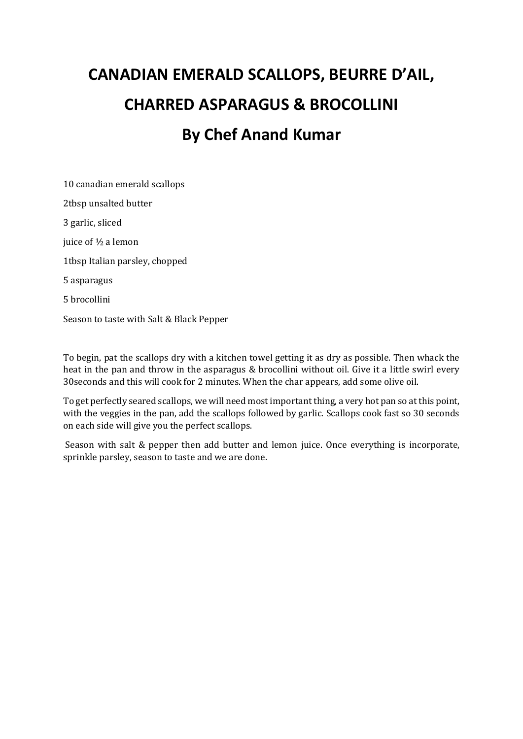# CANADIAN EMERALD SCALLOPS, BEURRE D'AIL, CHARRED ASPARAGUS & BROCOLLINI

## By Chef Anand Kumar

10 canadian emerald scallops

2tbsp unsalted butter

3 garlic, sliced

juice of ½ a lemon

1tbsp Italian parsley, chopped

5 asparagus

5 brocollini

Season to taste with Salt & Black Pepper

To begin, pat the scallops dry with a kitchen towel getting it as dry as possible. Then whack the heat in the pan and throw in the asparagus & brocollini without oil. Give it a little swirl every 30seconds and this will cook for 2 minutes. When the char appears, add some olive oil.

To get perfectly seared scallops, we will need most important thing, a very hot pan so at this point, with the veggies in the pan, add the scallops followed by garlic. Scallops cook fast so 30 seconds on each side will give you the perfect scallops.

Season with salt & pepper then add butter and lemon juice. Once everything is incorporate, sprinkle parsley, season to taste and we are done.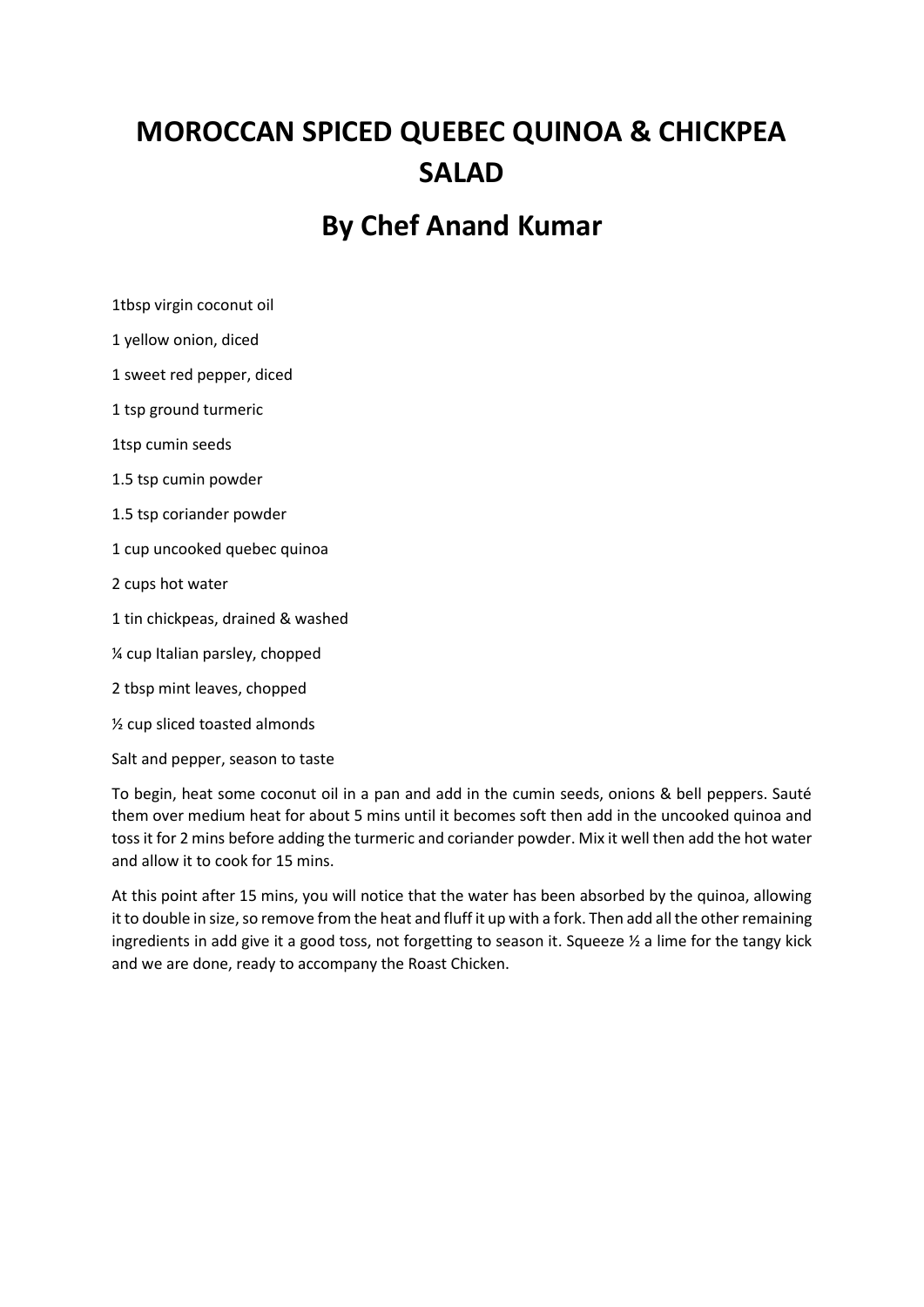# MOROCCAN SPICED QUEBEC QUINOA & CHICKPEA SALAD

## By Chef Anand Kumar

1tbsp virgin coconut oil

1 yellow onion, diced

1 sweet red pepper, diced

1 tsp ground turmeric

1tsp cumin seeds

1.5 tsp cumin powder

1.5 tsp coriander powder

1 cup uncooked quebec quinoa

2 cups hot water

1 tin chickpeas, drained & washed

¼ cup Italian parsley, chopped

2 tbsp mint leaves, chopped

½ cup sliced toasted almonds

Salt and pepper, season to taste

To begin, heat some coconut oil in a pan and add in the cumin seeds, onions & bell peppers. Sauté them over medium heat for about 5 mins until it becomes soft then add in the uncooked quinoa and toss it for 2 mins before adding the turmeric and coriander powder. Mix it well then add the hot water and allow it to cook for 15 mins.

At this point after 15 mins, you will notice that the water has been absorbed by the quinoa, allowing it to double in size, so remove from the heat and fluff it up with a fork. Then add all the other remaining ingredients in add give it a good toss, not forgetting to season it. Squeeze ½ a lime for the tangy kick and we are done, ready to accompany the Roast Chicken.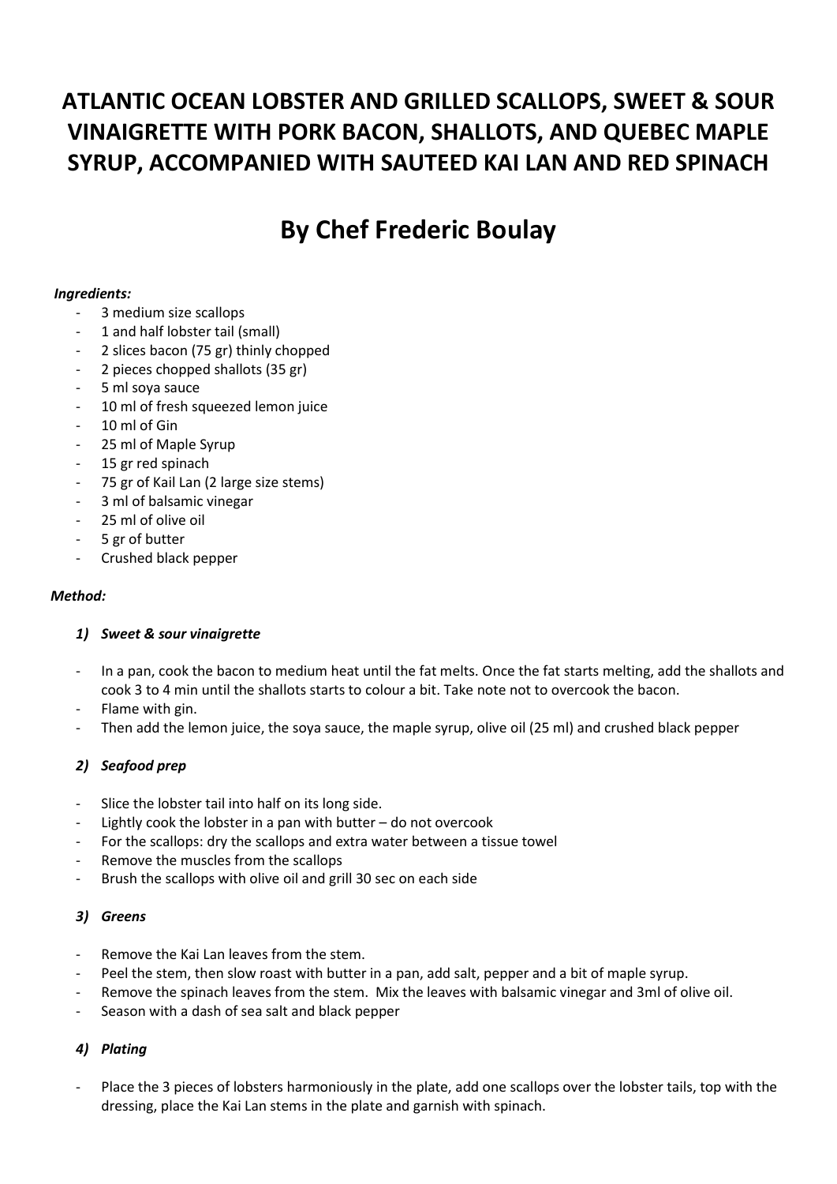# ATLANTIC OCEAN LOBSTER AND GRILLED SCALLOPS, SWEET & SOUR VINAIGRETTE WITH PORK BACON, SHALLOTS, AND QUEBEC MAPLE SYRUP, ACCOMPANIED WITH SAUTEED KAI LAN AND RED SPINACH

# By Chef Frederic Boulay

***Ingredients:***

- 3 medium size scallops
- 1 and half lobster tail (small)
- 2 slices bacon (75 gr) thinly chopped
- 2 pieces chopped shallots (35 gr)
- 5 ml soya sauce
- 10 ml of fresh squeezed lemon juice
- 10 ml of Gin
- 25 ml of Maple Syrup
- 15 gr red spinach
- 75 gr of Kail Lan (2 large size stems)
- 3 ml of balsamic vinegar
- 25 ml of olive oil
- 5 gr of butter
- Crushed black pepper

***Method:***

***1) Sweet & sour vinaigrette***

- In a pan, cook the bacon to medium heat until the fat melts. Once the fat starts melting, add the shallots and cook 3 to 4 min until the shallots starts to colour a bit. Take note not to overcook the bacon.
- Flame with gin.
- Then add the lemon juice, the soya sauce, the maple syrup, olive oil (25 ml) and crushed black pepper

***2) Seafood prep***

- Slice the lobster tail into half on its long side.
- Lightly cook the lobster in a pan with butter – do not overcook
- For the scallops: dry the scallops and extra water between a tissue towel
- Remove the muscles from the scallops
- Brush the scallops with olive oil and grill 30 sec on each side

***3) Greens***

- Remove the Kai Lan leaves from the stem.
- Peel the stem, then slow roast with butter in a pan, add salt, pepper and a bit of maple syrup.
- Remove the spinach leaves from the stem. Mix the leaves with balsamic vinegar and 3ml of olive oil.
- Season with a dash of sea salt and black pepper

***4) Plating***

- Place the 3 pieces of lobsters harmoniously in the plate, add one scallops over the lobster tails, top with the dressing, place the Kai Lan stems in the plate and garnish with spinach.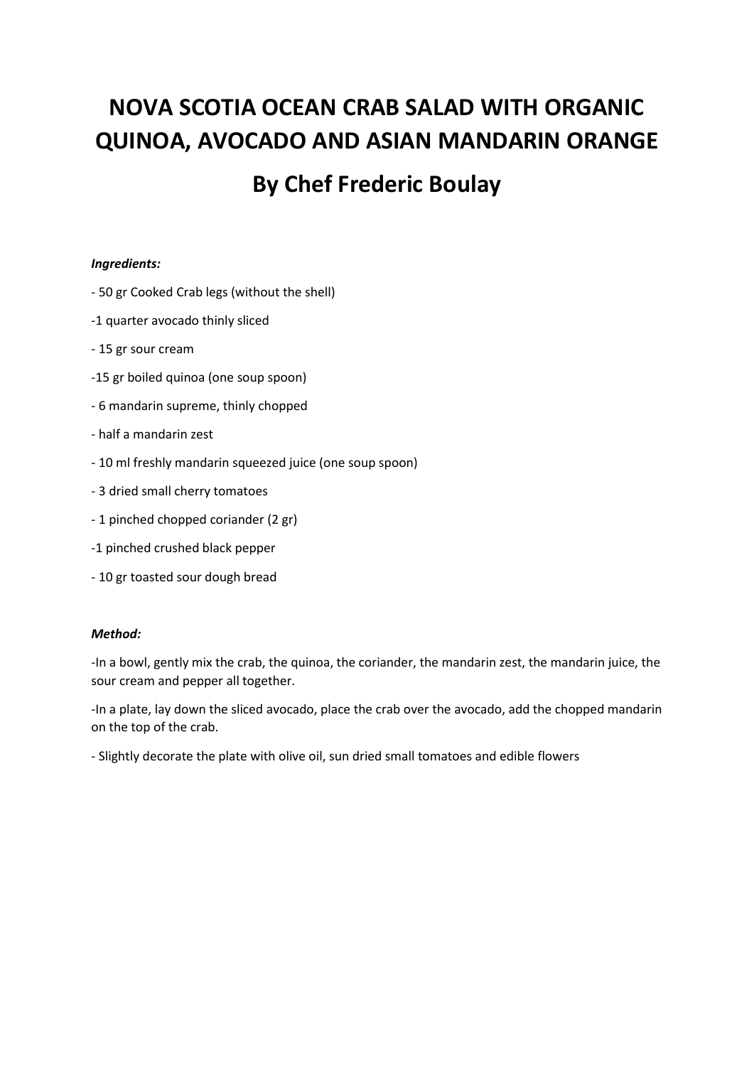# NOVA SCOTIA OCEAN CRAB SALAD WITH ORGANIC QUINOA, AVOCADO AND ASIAN MANDARIN ORANGE

## By Chef Frederic Boulay

***Ingredients:***

- 50 gr Cooked Crab legs (without the shell)
- 1 quarter avocado thinly sliced
- 15 gr sour cream
- 15 gr boiled quinoa (one soup spoon)
- 6 mandarin supreme, thinly chopped
- half a mandarin zest
- 10 ml freshly mandarin squeezed juice (one soup spoon)
- 3 dried small cherry tomatoes
- 1 pinched chopped coriander (2 gr)
- 1 pinched crushed black pepper
- 10 gr toasted sour dough bread

***Method:***

- In a bowl, gently mix the crab, the quinoa, the coriander, the mandarin zest, the mandarin juice, the sour cream and pepper all together.
- In a plate, lay down the sliced avocado, place the crab over the avocado, add the chopped mandarin on the top of the crab.
- Slightly decorate the plate with olive oil, sun dried small tomatoes and edible flowers